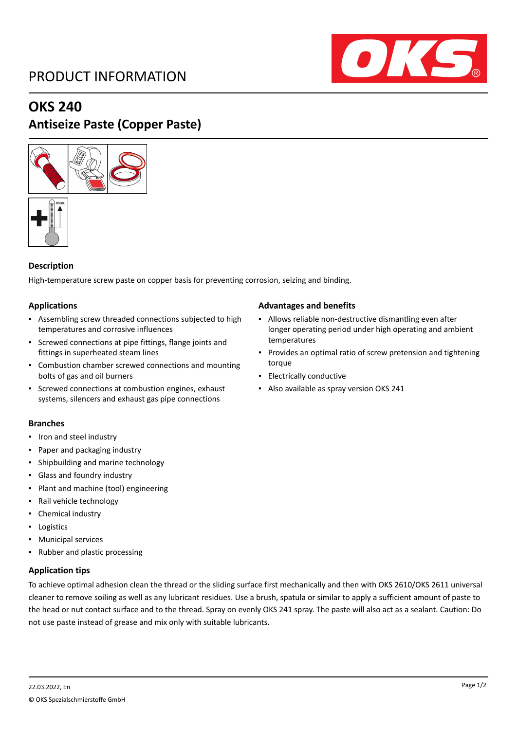# PRODUCT INFORMATION

# OKS 240

## Antiseize Paste (Copper Paste)

### Description

High-temperature screw paste on copper basis for preventing corrosion, seizing and binding.

### Applications

- Assembling screw threaded connections subjected to high temperatures and corrosive influences
- Screwed connections at pipe fittings, flange joints and fittings in superheated steam lines
- Combustion chamber screwed connections and mounting bolts of gas and oil burners
- Screwed connections at combustion engines, exhaust systems, silencers and exhaust gas pipe connections

### Advantages and benefits

- Allows reliable non-destructive dismantling even after longer operating period under high operating and ambient temperatures
- Provides an optimal ratio of screw pretension and tightening torque
- Electrically conductive
- Also available as spray version OKS 241

### Branches

- Iron and steel industry
- Paper and packaging industry
- Shipbuilding and marine technology
- Glass and foundry industry
- Plant and machine (tool) engineering
- Rail vehicle technology
- Chemical industry
- Logistics
- Municipal services
- Rubber and plastic processing

### Application tips

To achieve optimal adhesion clean the thread or the sliding surface first mechanically and then with OKS 2610/OKS 2611 universal cleaner to remove soiling as well as any lubricant residues. Use a brush, spatula or similar to apply a sufficient amount of paste to the head or nut contact surface and to the thread. Spray on evenly OKS 241 spray. The paste will also act as a sealant. Caution: Do not use paste instead of grease and mix only with suitable lubricants.

22.03.2022, En

© OKS Spezialschmierstoffe GmbH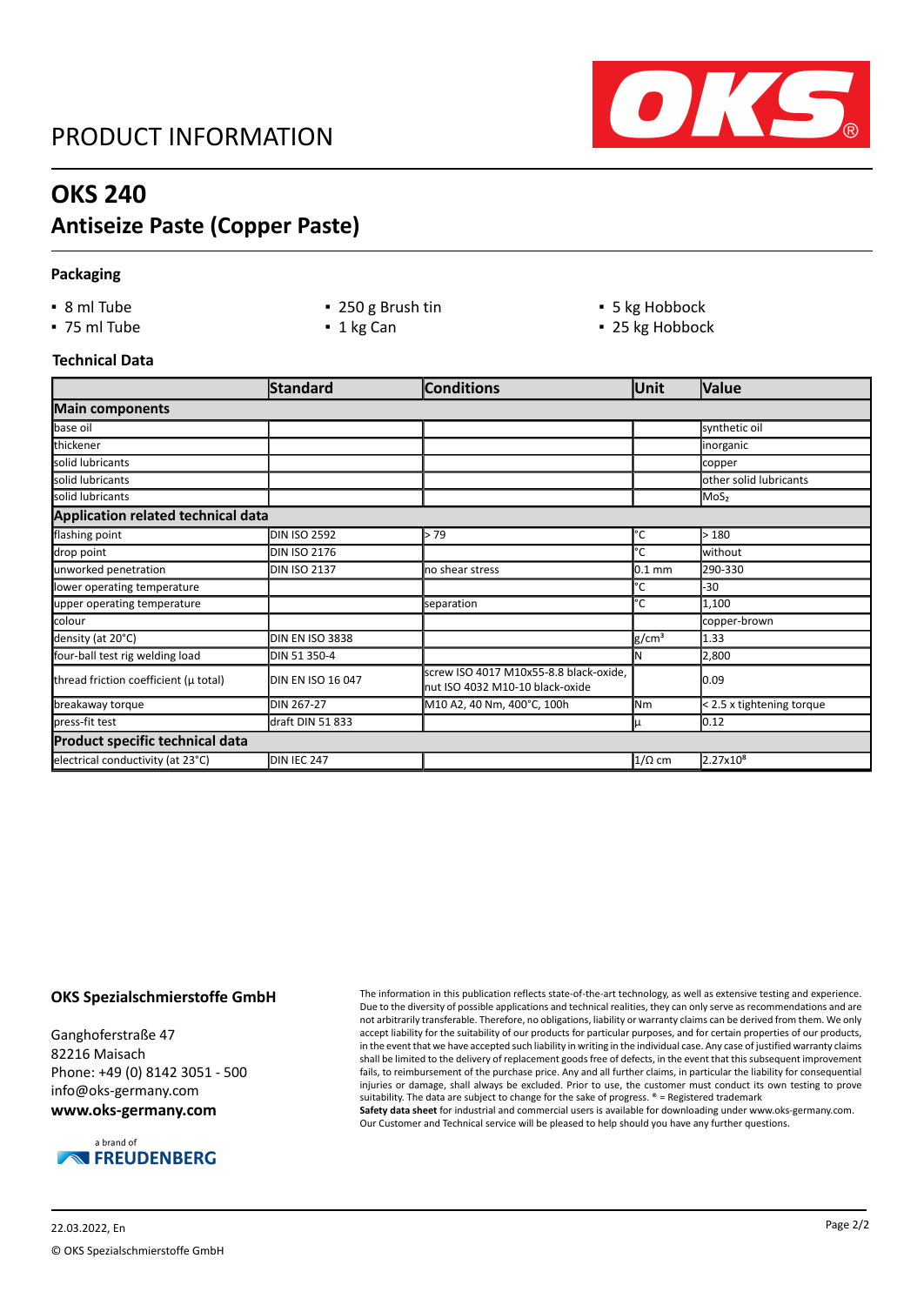# PRODUCT INFORMATION

## OKS 240

## Antiseize Paste (Copper Paste)

### Packaging

- 8 ml Tube
- 75 ml Tube
- 250 g Brush tin
- 1 kg Can
- 5 kg Hobbock
- 25 kg Hobbock

### Technical Data

| | Standard | Conditions | Unit | Value |
|---|---|---|---|---|
| **Main components** | | | | |
| base oil | | | | synthetic oil |
| thickener | | | | inorganic |
| solid lubricants | | | | copper |
| solid lubricants | | | | other solid lubricants |
| solid lubricants | | | | $MoS_2$ |
| **Application related technical data** | | | | |
| flashing point | DIN ISO 2592 | > 79 | °C | > 180 |
| drop point | DIN ISO 2176 | | °C | without |
| unworked penetration | DIN ISO 2137 | no shear stress | 0.1 mm | 290-330 |
| lower operating temperature | | | °C | -30 |
| upper operating temperature | | separation | °C | 1,100 |
| colour | | | | copper-brown |
| density (at 20°C) | DIN EN ISO 3838 | | $g/cm^3$ | 1.33 |
| four-ball test rig welding load | DIN 51 350-4 | | N | 2,800 |
| thread friction coefficient (µ total) | DIN EN ISO 16 047 | screw ISO 4017 M10x55-8.8 black-oxide, nut ISO 4032 M10-10 black-oxide | | 0.09 |
| breakaway torque | DIN 267-27 | M10 A2, 40 Nm, 400°C, 100h | Nm | < 2.5 x tightening torque |
| press-fit test | draft DIN 51 833 | | µ | 0.12 |
| **Product specific technical data** | | | | |
| electrical conductivity (at 23°C) | DIN IEC 247 | | 1/Ω cm | $2.27x10^8$ |

**OKS Spezialschmierstoffe GmbH**

Ganghoferstraße 47
82216 Maisach
Phone: +49 (0) 8142 3051 - 500
info@oks-germany.com
**www.oks-germany.com**

a brand of FREUDENBERG

The information in this publication reflects state-of-the-art technology, as well as extensive testing and experience. Due to the diversity of possible applications and technical realities, they can only serve as recommendations and are not arbitrarily transferable. Therefore, no obligations, liability or warranty claims can be derived from them. We only accept liability for the suitability of our products for particular purposes, and for certain properties of our products, in the event that we have accepted such liability in writing in the individual case. Any case of justified warranty claims shall be limited to the delivery of replacement goods free of defects, in the event that this subsequent improvement fails, to reimbursement of the purchase price. Any and all further claims, in particular the liability for consequential injuries or damage, shall always be excluded. Prior to use, the customer must conduct its own testing to prove suitability. The data are subject to change for the sake of progress. ® = Registered trademark
**Safety data sheet** for industrial and commercial users is available for downloading under www.oks-germany.com. Our Customer and Technical service will be pleased to help should you have any further questions.

22.03.2022, En

© OKS Spezialschmierstoffe GmbH